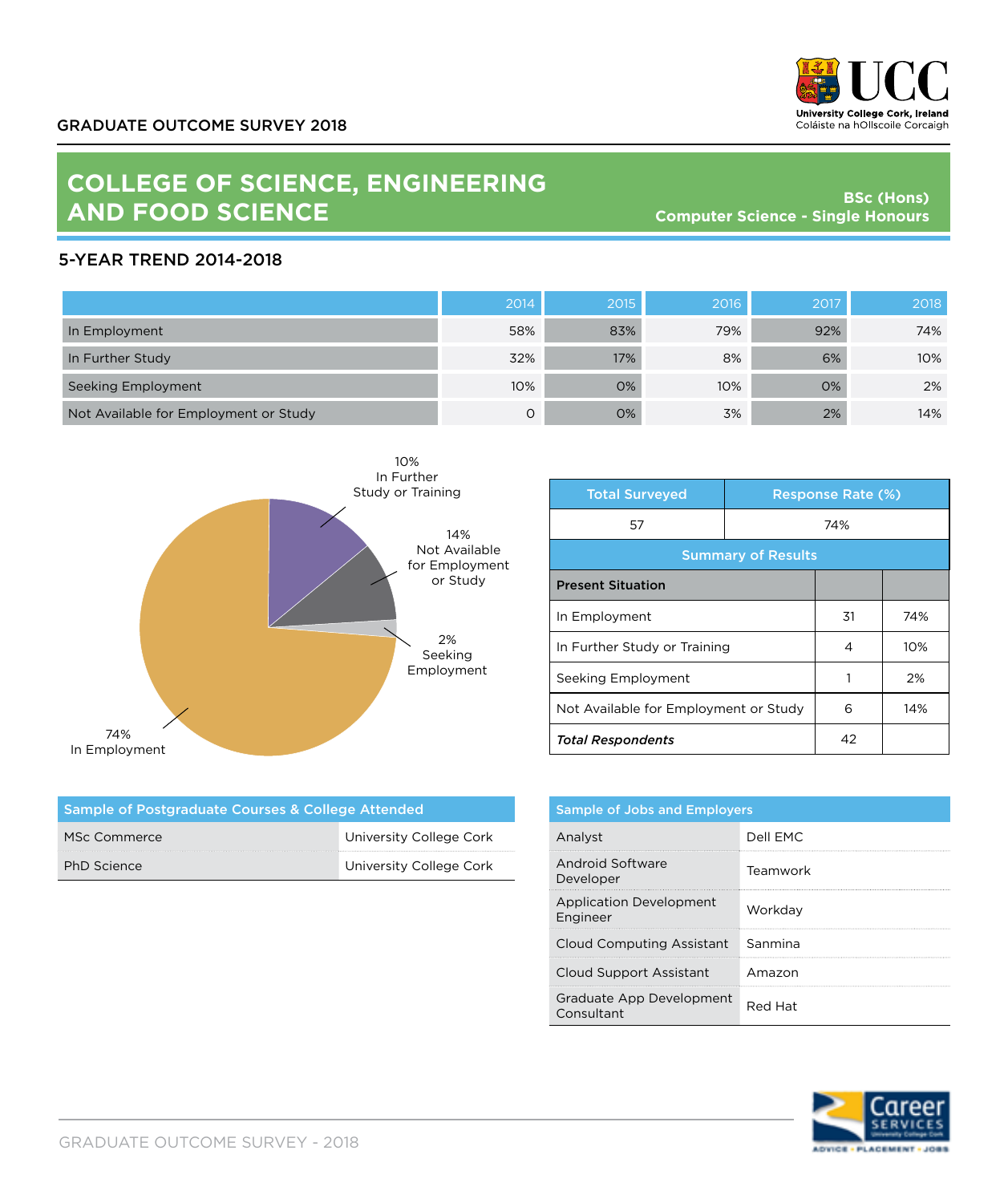GRADUATE OUTCOME SURVEY 2018

University College Cork, Ireland
Coláiste na hOllscoile Corcaigh

# COLLEGE OF SCIENCE, ENGINEERING AND FOOD SCIENCE

**BSc (Hons)**
**Computer Science - Single Honours**

## 5-YEAR TREND 2014-2018

| | 2014 | 2015 | 2016 | 2017 | 2018 |
|---|---|---|---|---|---|
| In Employment | 58% | 83% | 79% | 92% | 74% |
| In Further Study | 32% | 17% | 8% | 6% | 10% |
| Seeking Employment | 10% | 0% | 10% | 0% | 2% |
| Not Available for Employment or Study | 0 | 0% | 3% | 2% | 14% |

10% In Further Study or Training

14% Not Available for Employment or Study

2% Seeking Employment

74% In Employment

| Total Surveyed | Response Rate (%) | |
|---|---|---|
| 57 | 74% | |
| **Summary of Results** | | |
| **Present Situation** | | |
| In Employment | 31 | 74% |
| In Further Study or Training | 4 | 10% |
| Seeking Employment | 1 | 2% |
| Not Available for Employment or Study | 6 | 14% |
| ***Total Respondents*** | 42 | |

| Sample of Postgraduate Courses & College Attended | |
|---|---|
| MSc Commerce | University College Cork |
| PhD Science | University College Cork |

| Sample of Jobs and Employers | |
|---|---|
| Analyst | Dell EMC |
| Android Software Developer | Teamwork |
| Application Development Engineer | Workday |
| Cloud Computing Assistant | Sanmina |
| Cloud Support Assistant | Amazon |
| Graduate App Development Consultant | Red Hat |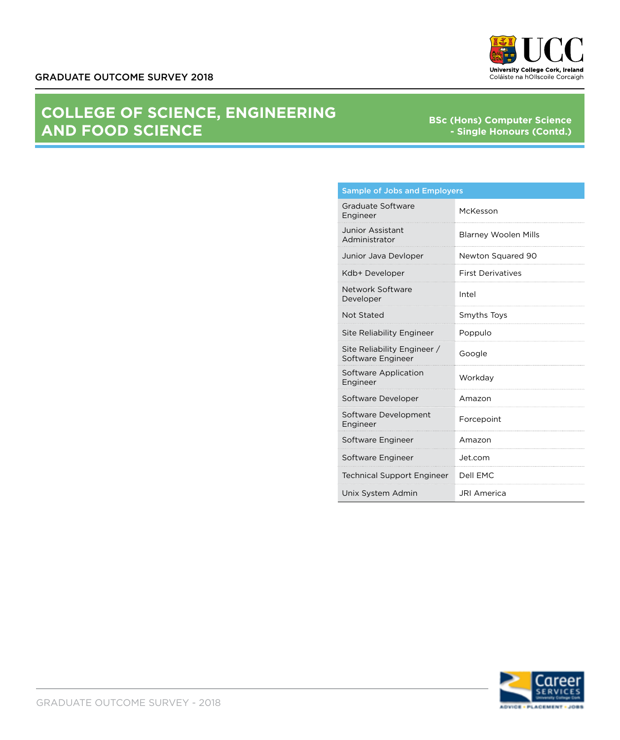# COLLEGE OF SCIENCE, ENGINEERING AND FOOD SCIENCE

## BSc (Hons) Computer Science - Single Honours (Contd.)

| Sample of Jobs and Employers | |
|---|---|
| Graduate Software Engineer | McKesson |
| Junior Assistant Administrator | Blarney Woolen Mills |
| Junior Java Devloper | Newton Squared 90 |
| Kdb+ Developer | First Derivatives |
| Network Software Developer | Intel |
| Not Stated | Smyths Toys |
| Site Reliability Engineer | Poppulo |
| Site Reliability Engineer / Software Engineer | Google |
| Software Application Engineer | Workday |
| Software Developer | Amazon |
| Software Development Engineer | Forcepoint |
| Software Engineer | Amazon |
| Software Engineer | Jet.com |
| Technical Support Engineer | Dell EMC |
| Unix System Admin | JRI America |